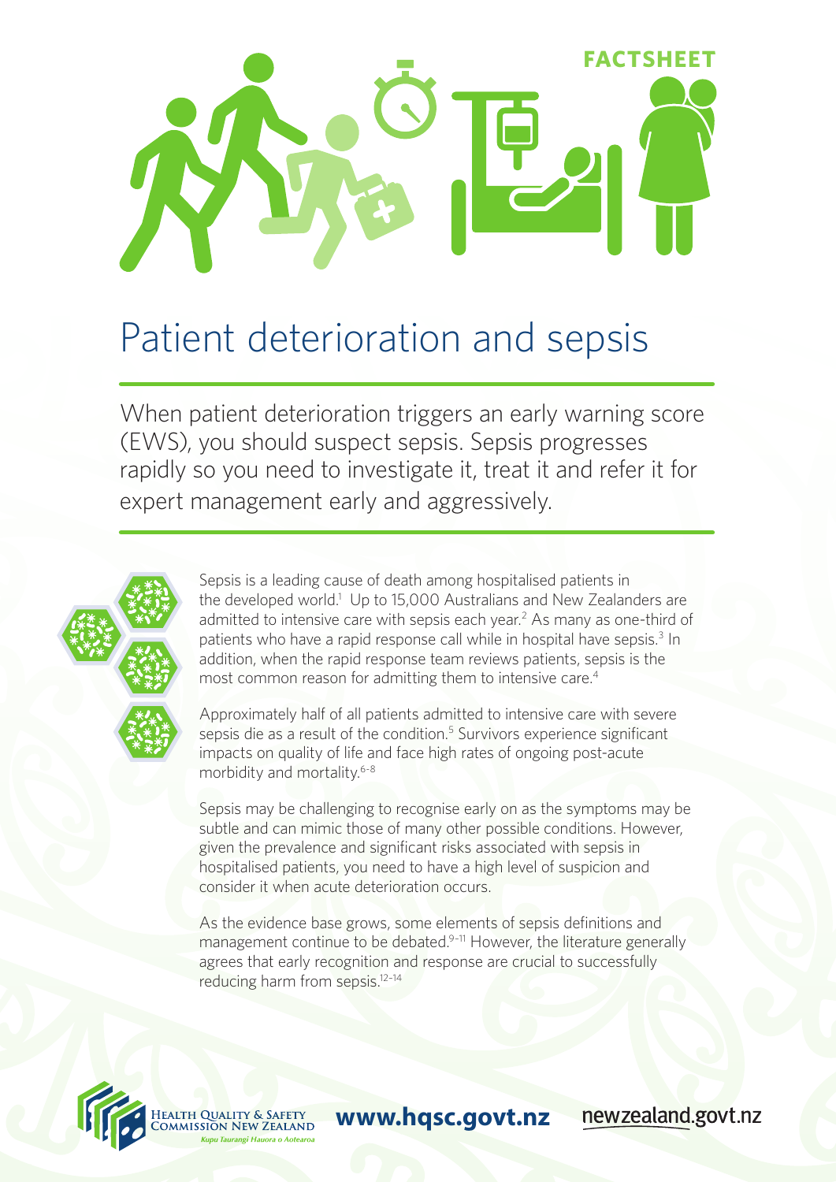FACTSHEET

# Patient deterioration and sepsis

When patient deterioration triggers an early warning score (EWS), you should suspect sepsis. Sepsis progresses rapidly so you need to investigate it, treat it and refer it for expert management early and aggressively.

Sepsis is a leading cause of death among hospitalised patients in the developed world.[1] Up to 15,000 Australians and New Zealanders are admitted to intensive care with sepsis each year.[2] As many as one-third of patients who have a rapid response call while in hospital have sepsis.[3] In addition, when the rapid response team reviews patients, sepsis is the most common reason for admitting them to intensive care.[4]

Approximately half of all patients admitted to intensive care with severe sepsis die as a result of the condition.[5] Survivors experience significant impacts on quality of life and face high rates of ongoing post-acute morbidity and mortality.[6–8]

Sepsis may be challenging to recognise early on as the symptoms may be subtle and can mimic those of many other possible conditions. However, given the prevalence and significant risks associated with sepsis in hospitalised patients, you need to have a high level of suspicion and consider it when acute deterioration occurs.

As the evidence base grows, some elements of sepsis definitions and management continue to be debated.[9–11] However, the literature generally agrees that early recognition and response are crucial to successfully reducing harm from sepsis.[12–14]

Health Quality & Safety Commission New Zealand
*Kupu Taurangi Hauora o Aotearoa*

**www.hqsc.govt.nz**

newzealand.govt.nz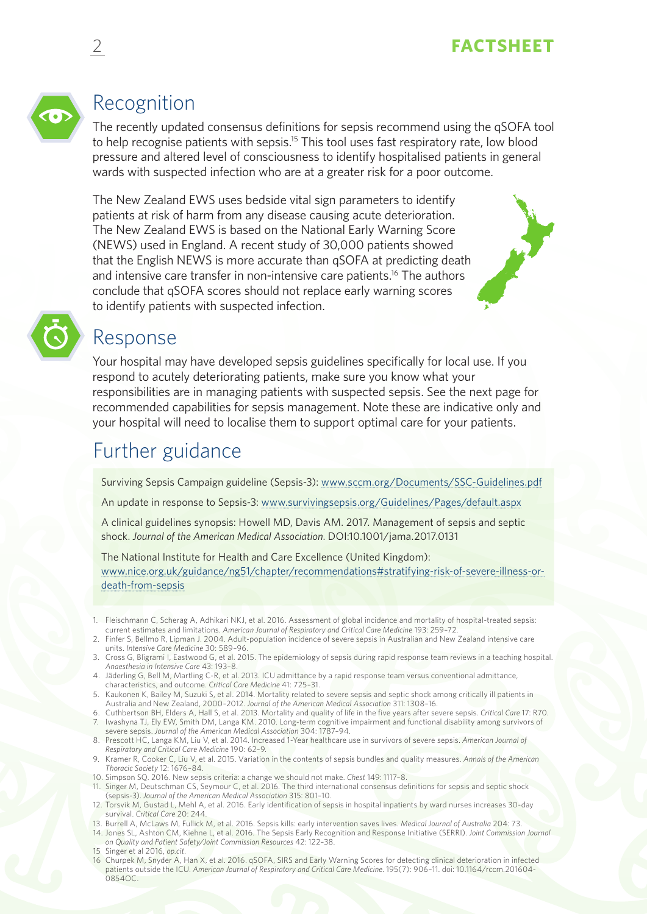## Recognition

The recently updated consensus definitions for sepsis recommend using the qSOFA tool to help recognise patients with sepsis.[15] This tool uses fast respiratory rate, low blood pressure and altered level of consciousness to identify hospitalised patients in general wards with suspected infection who are at a greater risk for a poor outcome.

The New Zealand EWS uses bedside vital sign parameters to identify patients at risk of harm from any disease causing acute deterioration. The New Zealand EWS is based on the National Early Warning Score (NEWS) used in England. A recent study of 30,000 patients showed that the English NEWS is more accurate than qSOFA at predicting death and intensive care transfer in non-intensive care patients.[16] The authors conclude that qSOFA scores should not replace early warning scores to identify patients with suspected infection.

## Response

Your hospital may have developed sepsis guidelines specifically for local use. If you respond to acutely deteriorating patients, make sure you know what your responsibilities are in managing patients with suspected sepsis. See the next page for recommended capabilities for sepsis management. Note these are indicative only and your hospital will need to localise them to support optimal care for your patients.

## Further guidance

Surviving Sepsis Campaign guideline (Sepsis-3): www.sccm.org/Documents/SSC-Guidelines.pdf

An update in response to Sepsis-3: www.survivingsepsis.org/Guidelines/Pages/default.aspx

A clinical guidelines synopsis: Howell MD, Davis AM. 2017. Management of sepsis and septic shock. *Journal of the American Medical Association*. DOI:10.1001/jama.2017.0131

The National Institute for Health and Care Excellence (United Kingdom): www.nice.org.uk/guidance/ng51/chapter/recommendations#stratifying-risk-of-severe-illness-or-death-from-sepsis

1. Fleischmann C, Scherag A, Adhikari NKJ, et al. 2016. Assessment of global incidence and mortality of hospital-treated sepsis: current estimates and limitations. *American Journal of Respiratory and Critical Care Medicine* 193: 259–72.
2. Finfer S, Bellmo R, Lipman J. 2004. Adult-population incidence of severe sepsis in Australian and New Zealand intensive care units. *Intensive Care Medicine* 30: 589–96.
3. Cross G, Bligrami I, Eastwood G, et al. 2015. The epidemiology of sepsis during rapid response team reviews in a teaching hospital. *Anaesthesia in Intensive Care* 43: 193–8.
4. Jäderling G, Bell M, Martling C-R, et al. 2013. ICU admittance by a rapid response team versus conventional admittance, characteristics, and outcome. *Critical Care Medicine* 41: 725–31.
5. Kaukonen K, Bailey M, Suzuki S, et al. 2014. Mortality related to severe sepsis and septic shock among critically ill patients in Australia and New Zealand, 2000–2012. *Journal of the American Medical Association* 311: 1308–16.
6. Cuthbertson BH, Elders A, Hall S, et al. 2013. Mortality and quality of life in the five years after severe sepsis. *Critical Care* 17: R70.
7. Iwashyna TJ, Ely EW, Smith DM, Langa KM. 2010. Long-term cognitive impairment and functional disability among survivors of severe sepsis. *Journal of the American Medical Association* 304: 1787–94.
8. Prescott HC, Langa KM, Liu V, et al. 2014. Increased 1-Year healthcare use in survivors of severe sepsis. *American Journal of Respiratory and Critical Care Medicine* 190: 62–9.
9. Kramer R, Cooker C, Liu V, et al. 2015. Variation in the contents of sepsis bundles and quality measures. *Annals of the American Thoracic Society* 12: 1676–84.
10. Simpson SQ. 2016. New sepsis criteria: a change we should not make. *Chest* 149: 1117–8.
11. Singer M, Deutschman CS, Seymour C, et al. 2016. The third international consensus definitions for sepsis and septic shock (sepsis-3). *Journal of the American Medical Association* 315: 801–10.
12. Torsvik M, Gustad L, Mehl A, et al. 2016. Early identification of sepsis in hospital inpatients by ward nurses increases 30-day survival. *Critical Care* 20: 244.
13. Burrell A, McLaws M, Fullick M, et al. 2016. Sepsis kills: early intervention saves lives. *Medical Journal of Australia* 204: 73.
14. Jones SL, Ashton CM, Kiehne L, et al. 2016. The Sepsis Early Recognition and Response Initiative (SERRI). *Joint Commission Journal on Quality and Patient Safety/Joint Commission Resources* 42: 122–38.
15. Singer et al 2016, *op.cit.*
16. Churpek M, Snyder A, Han X, et al. 2016. qSOFA, SIRS and Early Warning Scores for detecting clinical deterioration in infected patients outside the ICU. *American Journal of Respiratory and Critical Care Medicine*. 195(7): 906–11. doi: 10.1164/rccm.201604-0854OC.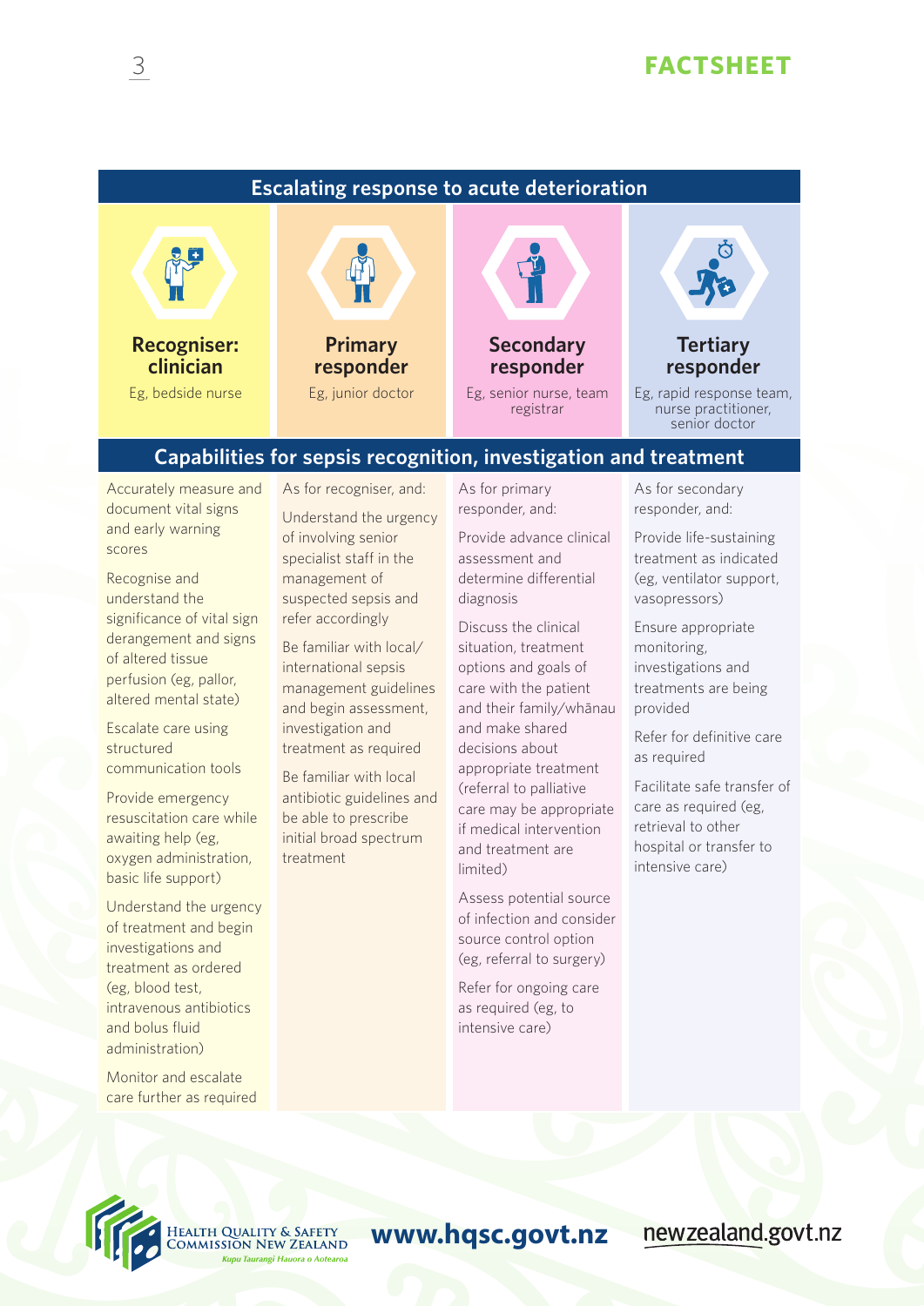## Escalating response to acute deterioration

| Recogniser: clinician | Primary responder | Secondary responder | Tertiary responder |
|---|---|---|---|
| Eg, bedside nurse | Eg, junior doctor | Eg, senior nurse, team registrar | Eg, rapid response team, nurse practitioner, senior doctor |

## Capabilities for sepsis recognition, investigation and treatment

| Recogniser: clinician | Primary responder | Secondary responder | Tertiary responder |
|---|---|---|---|
| Accurately measure and document vital signs and early warning scores<br><br>Recognise and understand the significance of vital sign derangement and signs of altered tissue perfusion (eg, pallor, altered mental state)<br><br>Escalate care using structured communication tools<br><br>Provide emergency resuscitation care while awaiting help (eg, oxygen administration, basic life support)<br><br>Understand the urgency of treatment and begin investigations and treatment as ordered (eg, blood test, intravenous antibiotics and bolus fluid administration)<br><br>Monitor and escalate care further as required | As for recogniser, and:<br><br>Understand the urgency of involving senior specialist staff in the management of suspected sepsis and refer accordingly<br><br>Be familiar with local/international sepsis management guidelines and begin assessment, investigation and treatment as required<br><br>Be familiar with local antibiotic guidelines and be able to prescribe initial broad spectrum treatment | As for primary responder, and:<br><br>Provide advance clinical assessment and determine differential diagnosis<br><br>Discuss the clinical situation, treatment options and goals of care with the patient and their family/whānau and make shared decisions about appropriate treatment (referral to palliative care may be appropriate if medical intervention and treatment are limited)<br><br>Assess potential source of infection and consider source control option (eg, referral to surgery)<br><br>Refer for ongoing care as required (eg, to intensive care) | As for secondary responder, and:<br><br>Provide life-sustaining treatment as indicated (eg, ventilator support, vasopressors)<br><br>Ensure appropriate monitoring, investigations and treatments are being provided<br><br>Refer for definitive care as required<br><br>Facilitate safe transfer of care as required (eg, retrieval to other hospital or transfer to intensive care) |

Health Quality & Safety Commission New Zealand
Kupu Taurangi Hauora o Aotearoa

www.hqsc.govt.nz

newzealand.govt.nz